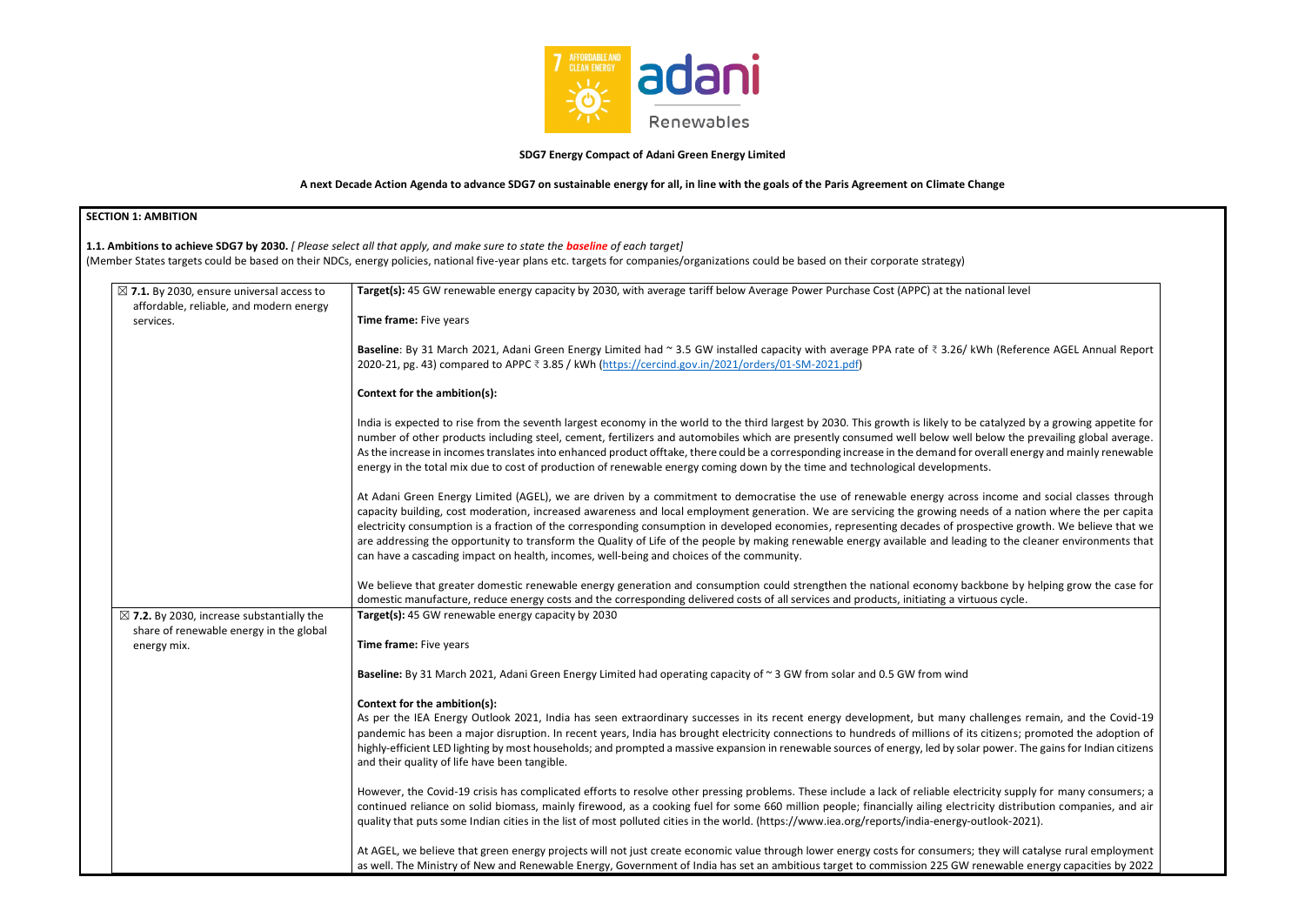**SDG7 Energy Compact of Adani Green Energy Limited**

**A next Decade Action Agenda to advance SDG7 on sustainable energy for all, in line with the goals of the Paris Agreement on Climate Change**

## SECTION 1: AMBITION

**1.1. Ambitions to achieve SDG7 by 2030.** *[ Please select all that apply, and make sure to state the* ***baseline*** *of each target]*
(Member States targets could be based on their NDCs, energy policies, national five-year plans etc. targets for companies/organizations could be based on their corporate strategy)

| | |
|---|---|
| ☒ **7.1.** By 2030, ensure universal access to affordable, reliable, and modern energy services. | **Target(s):** 45 GW renewable energy capacity by 2030, with average tariff below Average Power Purchase Cost (APPC) at the national level<br><br>**Time frame:** Five years<br><br>**Baseline**: By 31 March 2021, Adani Green Energy Limited had ~ 3.5 GW installed capacity with average PPA rate of ₹ 3.26/ kWh (Reference AGEL Annual Report 2020-21, pg. 43) compared to APPC ₹ 3.85 / kWh (https://cercind.gov.in/2021/orders/01-SM-2021.pdf)<br><br>**Context for the ambition(s):**<br><br>India is expected to rise from the seventh largest economy in the world to the third largest by 2030. This growth is likely to be catalyzed by a growing appetite for number of other products including steel, cement, fertilizers and automobiles which are presently consumed well below well below the prevailing global average. As the increase in incomes translates into enhanced product offtake, there could be a corresponding increase in the demand for overall energy and mainly renewable energy in the total mix due to cost of production of renewable energy coming down by the time and technological developments.<br><br>At Adani Green Energy Limited (AGEL), we are driven by a commitment to democratise the use of renewable energy across income and social classes through capacity building, cost moderation, increased awareness and local employment generation. We are servicing the growing needs of a nation where the per capita electricity consumption is a fraction of the corresponding consumption in developed economies, representing decades of prospective growth. We believe that we are addressing the opportunity to transform the Quality of Life of the people by making renewable energy available and leading to the cleaner environments that can have a cascading impact on health, incomes, well-being and choices of the community.<br><br>We believe that greater domestic renewable energy generation and consumption could strengthen the national economy backbone by helping grow the case for domestic manufacture, reduce energy costs and the corresponding delivered costs of all services and products, initiating a virtuous cycle. |
| ☒ **7.2.** By 2030, increase substantially the share of renewable energy in the global energy mix. | **Target(s):** 45 GW renewable energy capacity by 2030<br><br>**Time frame:** Five years<br><br>**Baseline:** By 31 March 2021, Adani Green Energy Limited had operating capacity of ~ 3 GW from solar and 0.5 GW from wind<br><br>**Context for the ambition(s):**<br>As per the IEA Energy Outlook 2021, India has seen extraordinary successes in its recent energy development, but many challenges remain, and the Covid-19 pandemic has been a major disruption. In recent years, India has brought electricity connections to hundreds of millions of its citizens; promoted the adoption of highly-efficient LED lighting by most households; and prompted a massive expansion in renewable sources of energy, led by solar power. The gains for Indian citizens and their quality of life have been tangible.<br><br>However, the Covid-19 crisis has complicated efforts to resolve other pressing problems. These include a lack of reliable electricity supply for many consumers; a continued reliance on solid biomass, mainly firewood, as a cooking fuel for some 660 million people; financially ailing electricity distribution companies, and air quality that puts some Indian cities in the list of most polluted cities in the world. (https://www.iea.org/reports/india-energy-outlook-2021).<br><br>At AGEL, we believe that green energy projects will not just create economic value through lower energy costs for consumers; they will catalyse rural employment as well. The Ministry of New and Renewable Energy, Government of India has set an ambitious target to commission 225 GW renewable energy capacities by 2022 |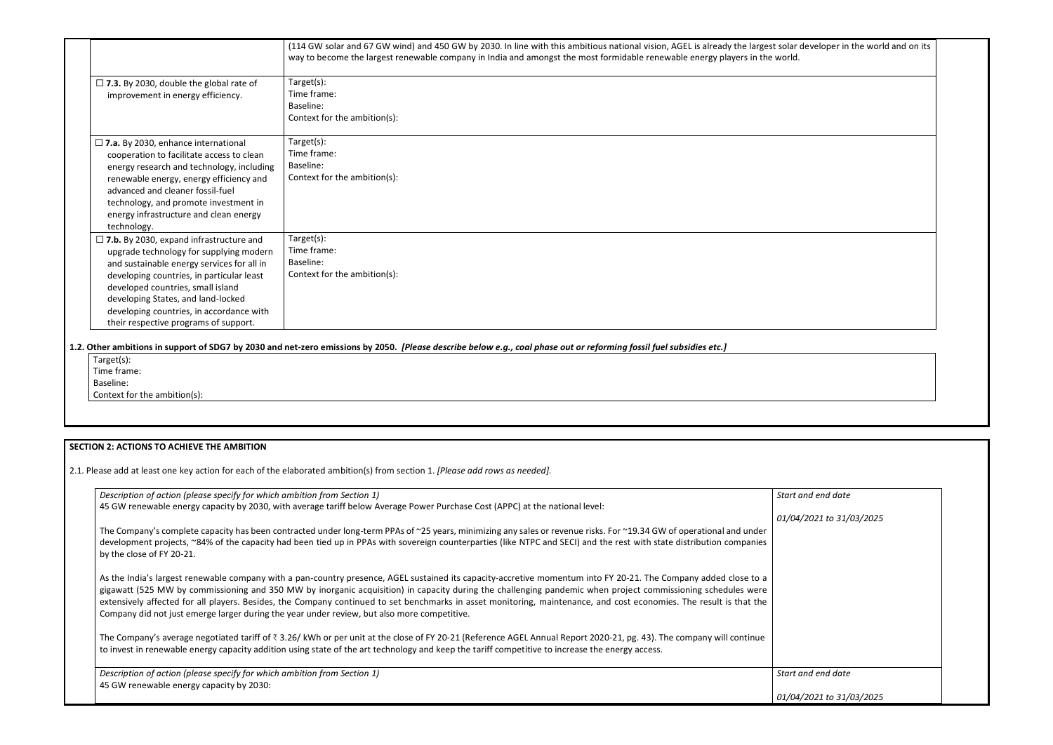| | |
|---|---|
| | (114 GW solar and 67 GW wind) and 450 GW by 2030. In line with this ambitious national vision, AGEL is already the largest solar developer in the world and on its way to become the largest renewable company in India and amongst the most formidable renewable energy players in the world. |
| ☐ **7.3.** By 2030, double the global rate of improvement in energy efficiency. | Target(s):<br>Time frame:<br>Baseline:<br>Context for the ambition(s): |
| ☐ **7.a.** By 2030, enhance international cooperation to facilitate access to clean energy research and technology, including renewable energy, energy efficiency and advanced and cleaner fossil-fuel technology, and promote investment in energy infrastructure and clean energy technology. | Target(s):<br>Time frame:<br>Baseline:<br>Context for the ambition(s): |
| ☐ **7.b.** By 2030, expand infrastructure and upgrade technology for supplying modern and sustainable energy services for all in developing countries, in particular least developed countries, small island developing States, and land-locked developing countries, in accordance with their respective programs of support. | Target(s):<br>Time frame:<br>Baseline:<br>Context for the ambition(s): |

**1.2. Other ambitions in support of SDG7 by 2030 and net-zero emissions by 2050.** ***[Please describe below e.g., coal phase out or reforming fossil fuel subsidies etc.]***

| |
|---|
| Target(s):<br>Time frame:<br>Baseline:<br>Context for the ambition(s): |

## SECTION 2: ACTIONS TO ACHIEVE THE AMBITION

2.1. Please add at least one key action for each of the elaborated ambition(s) from section 1. *[Please add rows as needed].*

| *Description of action (please specify for which ambition from Section 1)* | *Start and end date* |
|---|---|
| 45 GW renewable energy capacity by 2030, with average tariff below Average Power Purchase Cost (APPC) at the national level:<br><br>The Company's complete capacity has been contracted under long-term PPAs of ~25 years, minimizing any sales or revenue risks. For ~19.34 GW of operational and under development projects, ~84% of the capacity had been tied up in PPAs with sovereign counterparties (like NTPC and SECI) and the rest with state distribution companies by the close of FY 20-21.<br><br>As the India's largest renewable company with a pan-country presence, AGEL sustained its capacity-accretive momentum into FY 20-21. The Company added close to a gigawatt (525 MW by commissioning and 350 MW by inorganic acquisition) in capacity during the challenging pandemic when project commissioning schedules were extensively affected for all players. Besides, the Company continued to set benchmarks in asset monitoring, maintenance, and cost economies. The result is that the Company did not just emerge larger during the year under review, but also more competitive.<br><br>The Company's average negotiated tariff of ₹ 3.26/ kWh or per unit at the close of FY 20-21 (Reference AGEL Annual Report 2020-21, pg. 43). The company will continue to invest in renewable energy capacity addition using state of the art technology and keep the tariff competitive to increase the energy access. | *01/04/2021 to 31/03/2025* |
| *Description of action (please specify for which ambition from Section 1)*<br>45 GW renewable energy capacity by 2030: | *Start and end date*<br><br>*01/04/2021 to 31/03/2025* |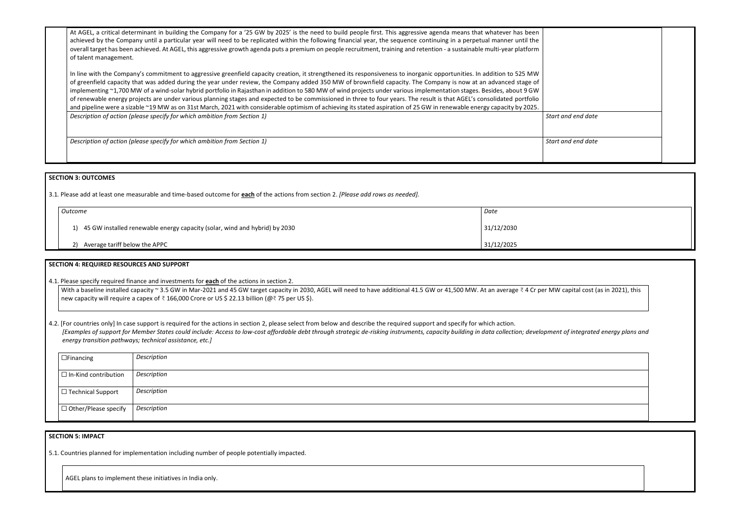At AGEL, a critical determinant in building the Company for a '25 GW by 2025' is the need to build people first. This aggressive agenda means that whatever has been achieved by the Company until a particular year will need to be replicated within the following financial year, the sequence continuing in a perpetual manner until the overall target has been achieved. At AGEL, this aggressive growth agenda puts a premium on people recruitment, training and retention - a sustainable multi-year platform of talent management.

In line with the Company's commitment to aggressive greenfield capacity creation, it strengthened its responsiveness to inorganic opportunities. In addition to 525 MW of greenfield capacity that was added during the year under review, the Company added 350 MW of brownfield capacity. The Company is now at an advanced stage of implementing ~1,700 MW of a wind-solar hybrid portfolio in Rajasthan in addition to 580 MW of wind projects under various implementation stages. Besides, about 9 GW of renewable energy projects are under various planning stages and expected to be commissioned in three to four years. The result is that AGEL's consolidated portfolio and pipeline were a sizable ~19 MW as on 31st March, 2021 with considerable optimism of achieving its stated aspiration of 25 GW in renewable energy capacity by 2025.

| *Description of action (please specify for which ambition from Section 1)* | *Start and end date* |
|---|---|
| *Description of action (please specify for which ambition from Section 1)* | *Start and end date* |

**SECTION 3: OUTCOMES**

3.1. Please add at least one measurable and time-based outcome for **each** of the actions from section 2. *[Please add rows as needed].*

| *Outcome* | *Date* |
|---|---|
| 1) 45 GW installed renewable energy capacity (solar, wind and hybrid) by 2030 | 31/12/2030 |
| 2) Average tariff below the APPC | 31/12/2025 |

**SECTION 4: REQUIRED RESOURCES AND SUPPORT**

4.1. Please specify required finance and investments for **each** of the actions in section 2.

With a baseline installed capacity ~ 3.5 GW in Mar-2021 and 45 GW target capacity in 2030, AGEL will need to have additional 41.5 GW or 41,500 MW. At an average ₹ 4 Cr per MW capital cost (as in 2021), this new capacity will require a capex of ₹ 166,000 Crore or US $ 22.13 billion (@₹ 75 per US $).

4.2. [For countries only] In case support is required for the actions in section 2, please select from below and describe the required support and specify for which action.
*[Examples of support for Member States could include: Access to low-cost affordable debt through strategic de-risking instruments, capacity building in data collection; development of integrated energy plans and energy transition pathways; technical assistance, etc.]*

| | |
|---|---|
| ☐Financing | *Description* |
| ☐ In-Kind contribution | *Description* |
| ☐ Technical Support | *Description* |
| ☐ Other/Please specify | *Description* |

**SECTION 5: IMPACT**

5.1. Countries planned for implementation including number of people potentially impacted.

AGEL plans to implement these initiatives in India only.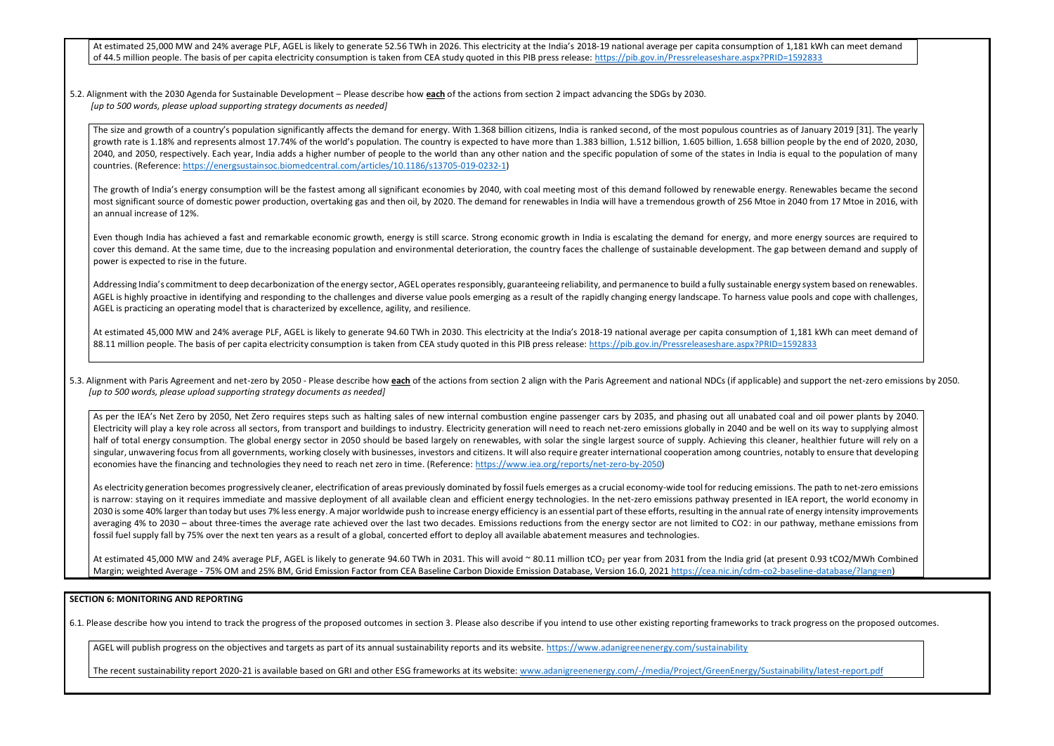At estimated 25,000 MW and 24% average PLF, AGEL is likely to generate 52.56 TWh in 2026. This electricity at the India's 2018-19 national average per capita consumption of 1,181 kWh can meet demand of 44.5 million people. The basis of per capita electricity consumption is taken from CEA study quoted in this PIB press release: https://pib.gov.in/Pressreleaseshare.aspx?PRID=1592833

5.2. Alignment with the 2030 Agenda for Sustainable Development – Please describe how **each** of the actions from section 2 impact advancing the SDGs by 2030.
*[up to 500 words, please upload supporting strategy documents as needed]*

The size and growth of a country's population significantly affects the demand for energy. With 1.368 billion citizens, India is ranked second, of the most populous countries as of January 2019 [31]. The yearly growth rate is 1.18% and represents almost 17.74% of the world's population. The country is expected to have more than 1.383 billion, 1.512 billion, 1.605 billion, 1.658 billion people by the end of 2020, 2030, 2040, and 2050, respectively. Each year, India adds a higher number of people to the world than any other nation and the specific population of some of the states in India is equal to the population of many countries. (Reference: https://energsustainsoc.biomedcentral.com/articles/10.1186/s13705-019-0232-1)

The growth of India's energy consumption will be the fastest among all significant economies by 2040, with coal meeting most of this demand followed by renewable energy. Renewables became the second most significant source of domestic power production, overtaking gas and then oil, by 2020. The demand for renewables in India will have a tremendous growth of 256 Mtoe in 2040 from 17 Mtoe in 2016, with an annual increase of 12%.

Even though India has achieved a fast and remarkable economic growth, energy is still scarce. Strong economic growth in India is escalating the demand for energy, and more energy sources are required to cover this demand. At the same time, due to the increasing population and environmental deterioration, the country faces the challenge of sustainable development. The gap between demand and supply of power is expected to rise in the future.

Addressing India's commitment to deep decarbonization of the energy sector, AGEL operates responsibly, guaranteeing reliability, and permanence to build a fully sustainable energy system based on renewables. AGEL is highly proactive in identifying and responding to the challenges and diverse value pools emerging as a result of the rapidly changing energy landscape. To harness value pools and cope with challenges, AGEL is practicing an operating model that is characterized by excellence, agility, and resilience.

At estimated 45,000 MW and 24% average PLF, AGEL is likely to generate 94.60 TWh in 2030. This electricity at the India's 2018-19 national average per capita consumption of 1,181 kWh can meet demand of 88.11 million people. The basis of per capita electricity consumption is taken from CEA study quoted in this PIB press release: https://pib.gov.in/Pressreleaseshare.aspx?PRID=1592833

5.3. Alignment with Paris Agreement and net-zero by 2050 - Please describe how **each** of the actions from section 2 align with the Paris Agreement and national NDCs (if applicable) and support the net-zero emissions by 2050.
*[up to 500 words, please upload supporting strategy documents as needed]*

As per the IEA's Net Zero by 2050, Net Zero requires steps such as halting sales of new internal combustion engine passenger cars by 2035, and phasing out all unabated coal and oil power plants by 2040. Electricity will play a key role across all sectors, from transport and buildings to industry. Electricity generation will need to reach net-zero emissions globally in 2040 and be well on its way to supplying almost half of total energy consumption. The global energy sector in 2050 should be based largely on renewables, with solar the single largest source of supply. Achieving this cleaner, healthier future will rely on a singular, unwavering focus from all governments, working closely with businesses, investors and citizens. It will also require greater international cooperation among countries, notably to ensure that developing economies have the financing and technologies they need to reach net zero in time. (Reference: https://www.iea.org/reports/net-zero-by-2050)

As electricity generation becomes progressively cleaner, electrification of areas previously dominated by fossil fuels emerges as a crucial economy-wide tool for reducing emissions. The path to net-zero emissions is narrow: staying on it requires immediate and massive deployment of all available clean and efficient energy technologies. In the net-zero emissions pathway presented in IEA report, the world economy in 2030 is some 40% larger than today but uses 7% less energy. A major worldwide push to increase energy efficiency is an essential part of these efforts, resulting in the annual rate of energy intensity improvements averaging 4% to 2030 – about three-times the average rate achieved over the last two decades. Emissions reductions from the energy sector are not limited to CO2: in our pathway, methane emissions from fossil fuel supply fall by 75% over the next ten years as a result of a global, concerted effort to deploy all available abatement measures and technologies.

At estimated 45,000 MW and 24% average PLF, AGEL is likely to generate 94.60 TWh in 2031. This will avoid ~ 80.11 million $tCO_2$ per year from 2031 from the India grid (at present 0.93 tCO2/MWh Combined Margin; weighted Average - 75% OM and 25% BM, Grid Emission Factor from CEA Baseline Carbon Dioxide Emission Database, Version 16.0, 2021 https://cea.nic.in/cdm-co2-baseline-database/?lang=en)

## SECTION 6: MONITORING AND REPORTING

6.1. Please describe how you intend to track the progress of the proposed outcomes in section 3. Please also describe if you intend to use other existing reporting frameworks to track progress on the proposed outcomes.

AGEL will publish progress on the objectives and targets as part of its annual sustainability reports and its website. https://www.adanigreenenergy.com/sustainability

The recent sustainability report 2020-21 is available based on GRI and other ESG frameworks at its website: www.adanigreenenergy.com/-/media/Project/GreenEnergy/Sustainability/latest-report.pdf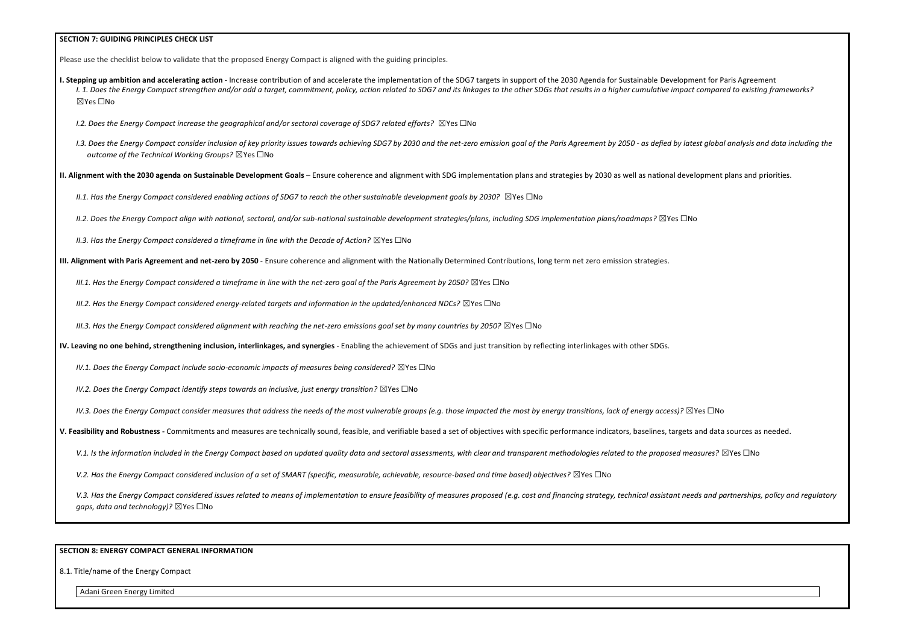**SECTION 7: GUIDING PRINCIPLES CHECK LIST**

Please use the checklist below to validate that the proposed Energy Compact is aligned with the guiding principles.

**I. Stepping up ambition and accelerating action** - Increase contribution of and accelerate the implementation of the SDG7 targets in support of the 2030 Agenda for Sustainable Development for Paris Agreement

*I. 1. Does the Energy Compact strengthen and/or add a target, commitment, policy, action related to SDG7 and its linkages to the other SDGs that results in a higher cumulative impact compared to existing frameworks?*
☒Yes ☐No

*I.2. Does the Energy Compact increase the geographical and/or sectoral coverage of SDG7 related efforts?* ☒Yes ☐No

*I.3. Does the Energy Compact consider inclusion of key priority issues towards achieving SDG7 by 2030 and the net-zero emission goal of the Paris Agreement by 2050 - as defied by latest global analysis and data including the outcome of the Technical Working Groups?* ☒Yes ☐No

**II. Alignment with the 2030 agenda on Sustainable Development Goals** – Ensure coherence and alignment with SDG implementation plans and strategies by 2030 as well as national development plans and priorities.

*II.1. Has the Energy Compact considered enabling actions of SDG7 to reach the other sustainable development goals by 2030?* ☒Yes ☐No

*II.2. Does the Energy Compact align with national, sectoral, and/or sub-national sustainable development strategies/plans, including SDG implementation plans/roadmaps?* ☒Yes ☐No

*II.3. Has the Energy Compact considered a timeframe in line with the Decade of Action?* ☒Yes ☐No

**III. Alignment with Paris Agreement and net-zero by 2050** - Ensure coherence and alignment with the Nationally Determined Contributions, long term net zero emission strategies.

*III.1. Has the Energy Compact considered a timeframe in line with the net-zero goal of the Paris Agreement by 2050?* ☒Yes ☐No

*III.2. Has the Energy Compact considered energy-related targets and information in the updated/enhanced NDCs?* ☒Yes ☐No

*III.3. Has the Energy Compact considered alignment with reaching the net-zero emissions goal set by many countries by 2050?* ☒Yes ☐No

**IV. Leaving no one behind, strengthening inclusion, interlinkages, and synergies** - Enabling the achievement of SDGs and just transition by reflecting interlinkages with other SDGs.

*IV.1. Does the Energy Compact include socio-economic impacts of measures being considered?* ☒Yes ☐No

*IV.2. Does the Energy Compact identify steps towards an inclusive, just energy transition?* ☒Yes ☐No

*IV.3. Does the Energy Compact consider measures that address the needs of the most vulnerable groups (e.g. those impacted the most by energy transitions, lack of energy access)?* ☒Yes ☐No

**V. Feasibility and Robustness -** Commitments and measures are technically sound, feasible, and verifiable based a set of objectives with specific performance indicators, baselines, targets and data sources as needed.

*V.1. Is the information included in the Energy Compact based on updated quality data and sectoral assessments, with clear and transparent methodologies related to the proposed measures?* ☒Yes ☐No

*V.2. Has the Energy Compact considered inclusion of a set of SMART (specific, measurable, achievable, resource-based and time based) objectives?* ☒Yes ☐No

*V.3. Has the Energy Compact considered issues related to means of implementation to ensure feasibility of measures proposed (e.g. cost and financing strategy, technical assistant needs and partnerships, policy and regulatory gaps, data and technology)?* ☒Yes ☐No

**SECTION 8: ENERGY COMPACT GENERAL INFORMATION**

8.1. Title/name of the Energy Compact

Adani Green Energy Limited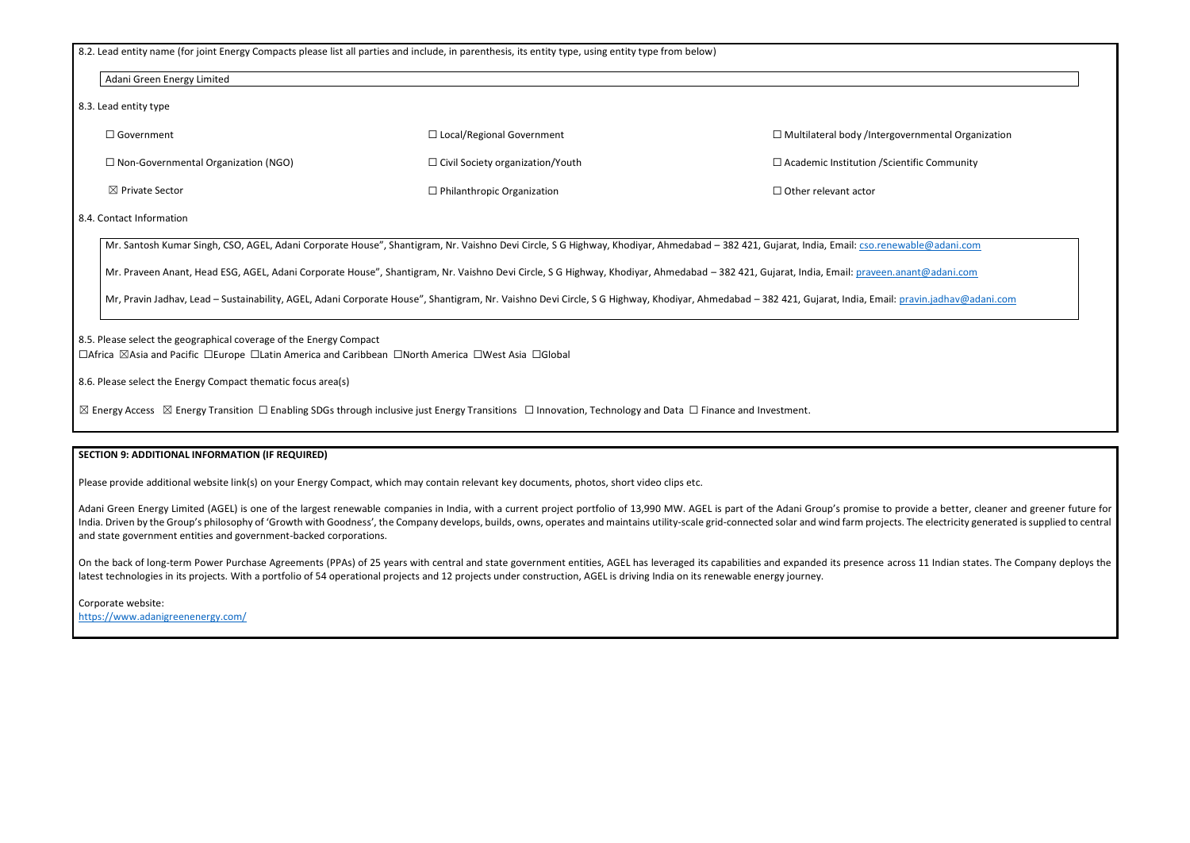8.2. Lead entity name (for joint Energy Compacts please list all parties and include, in parenthesis, its entity type, using entity type from below)

Adani Green Energy Limited

8.3. Lead entity type

| | | |
|---|---|---|
| ☐ Government | ☐ Local/Regional Government | ☐ Multilateral body /Intergovernmental Organization |
| ☐ Non-Governmental Organization (NGO) | ☐ Civil Society organization/Youth | ☐ Academic Institution /Scientific Community |
| ☒ Private Sector | ☐ Philanthropic Organization | ☐ Other relevant actor |

8.4. Contact Information

Mr. Santosh Kumar Singh, CSO, AGEL, Adani Corporate House", Shantigram, Nr. Vaishno Devi Circle, S G Highway, Khodiyar, Ahmedabad – 382 421, Gujarat, India, Email: cso.renewable@adani.com

Mr. Praveen Anant, Head ESG, AGEL, Adani Corporate House", Shantigram, Nr. Vaishno Devi Circle, S G Highway, Khodiyar, Ahmedabad – 382 421, Gujarat, India, Email: praveen.anant@adani.com

Mr, Pravin Jadhav, Lead – Sustainability, AGEL, Adani Corporate House", Shantigram, Nr. Vaishno Devi Circle, S G Highway, Khodiyar, Ahmedabad – 382 421, Gujarat, India, Email: pravin.jadhav@adani.com

8.5. Please select the geographical coverage of the Energy Compact

☐Africa ☒Asia and Pacific ☐Europe ☐Latin America and Caribbean ☐North America ☐West Asia ☐Global

8.6. Please select the Energy Compact thematic focus area(s)

☒ Energy Access ☒ Energy Transition ☐ Enabling SDGs through inclusive just Energy Transitions ☐ Innovation, Technology and Data ☐ Finance and Investment.

## SECTION 9: ADDITIONAL INFORMATION (IF REQUIRED)

Please provide additional website link(s) on your Energy Compact, which may contain relevant key documents, photos, short video clips etc.

Adani Green Energy Limited (AGEL) is one of the largest renewable companies in India, with a current project portfolio of 13,990 MW. AGEL is part of the Adani Group's promise to provide a better, cleaner and greener future for India. Driven by the Group's philosophy of 'Growth with Goodness', the Company develops, builds, owns, operates and maintains utility-scale grid-connected solar and wind farm projects. The electricity generated is supplied to central and state government entities and government-backed corporations.

On the back of long-term Power Purchase Agreements (PPAs) of 25 years with central and state government entities, AGEL has leveraged its capabilities and expanded its presence across 11 Indian states. The Company deploys the latest technologies in its projects. With a portfolio of 54 operational projects and 12 projects under construction, AGEL is driving India on its renewable energy journey.

Corporate website:
https://www.adanigreenenergy.com/